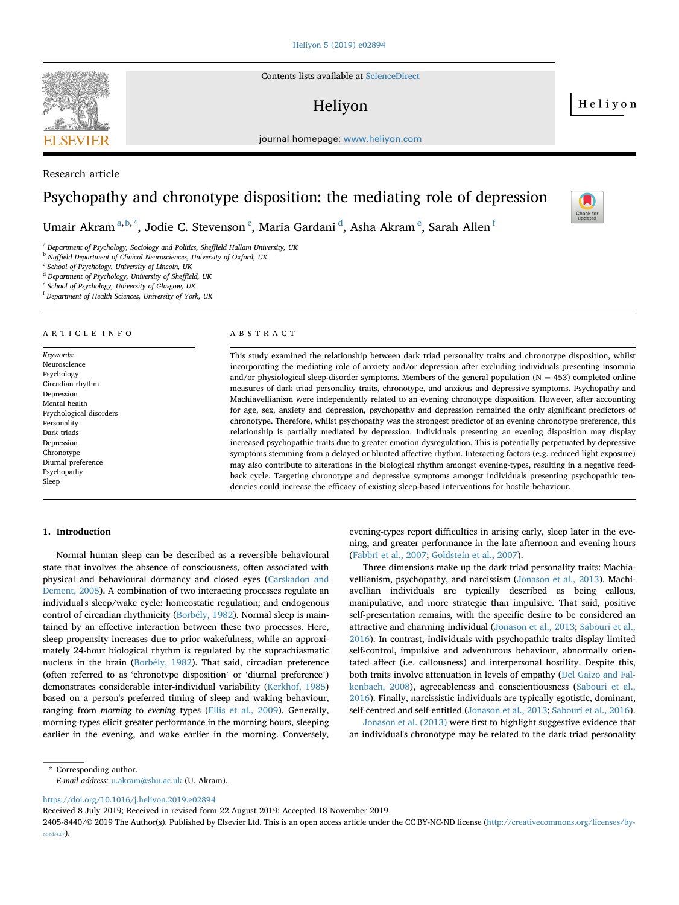Research article

# Psychopathy and chronotype disposition: the mediating role of depression

Umair Akram [a,b,*], Jodie C. Stevenson [c], Maria Gardani [d], Asha Akram [e], Sarah Allen [f]

[a] Department of Psychology, Sociology and Politics, Sheffield Hallam University, UK
[b] Nuffield Department of Clinical Neurosciences, University of Oxford, UK
[c] School of Psychology, University of Lincoln, UK
[d] Department of Psychology, University of Sheffield, UK
[e] School of Psychology, University of Glasgow, UK
[f] Department of Health Sciences, University of York, UK

## ARTICLE INFO

*Keywords:*
Neuroscience
Psychology
Circadian rhythm
Depression
Mental health
Psychological disorders
Personality
Dark triads
Depression
Chronotype
Diurnal preference
Psychopathy
Sleep

## ABSTRACT

This study examined the relationship between dark triad personality traits and chronotype disposition, whilst incorporating the mediating role of anxiety and/or depression after excluding individuals presenting insomnia and/or physiological sleep-disorder symptoms. Members of the general population (N = 453) completed online measures of dark triad personality traits, chronotype, and anxious and depressive symptoms. Psychopathy and Machiavellianism were independently related to an evening chronotype disposition. However, after accounting for age, sex, anxiety and depression, psychopathy and depression remained the only significant predictors of chronotype. Therefore, whilst psychopathy was the strongest predictor of an evening chronotype preference, this relationship is partially mediated by depression. Individuals presenting an evening disposition may display increased psychopathic traits due to greater emotion dysregulation. This is potentially perpetuated by depressive symptoms stemming from a delayed or blunted affective rhythm. Interacting factors (e.g. reduced light exposure) may also contribute to alterations in the biological rhythm amongst evening-types, resulting in a negative feedback cycle. Targeting chronotype and depressive symptoms amongst individuals presenting psychopathic tendencies could increase the efficacy of existing sleep-based interventions for hostile behaviour.

## 1. Introduction

Normal human sleep can be described as a reversible behavioural state that involves the absence of consciousness, often associated with physical and behavioural dormancy and closed eyes (Carskadon and Dement, 2005). A combination of two interacting processes regulate an individual's sleep/wake cycle: homeostatic regulation; and endogenous control of circadian rhythmicity (Borbély, 1982). Normal sleep is maintained by an effective interaction between these two processes. Here, sleep propensity increases due to prior wakefulness, while an approximately 24-hour biological rhythm is regulated by the suprachiasmatic nucleus in the brain (Borbély, 1982). That said, circadian preference (often referred to as 'chronotype disposition' or 'diurnal preference') demonstrates considerable inter-individual variability (Kerkhof, 1985) based on a person's preferred timing of sleep and waking behaviour, ranging from *morning* to *evening* types (Ellis et al., 2009). Generally, morning-types elicit greater performance in the morning hours, sleeping earlier in the evening, and wake earlier in the morning. Conversely, evening-types report difficulties in arising early, sleep later in the evening, and greater performance in the late afternoon and evening hours (Fabbri et al., 2007; Goldstein et al., 2007).

Three dimensions make up the dark triad personality traits: Machiavellianism, psychopathy, and narcissism (Jonason et al., 2013). Machiavellian individuals are typically described as being callous, manipulative, and more strategic than impulsive. That said, positive self-presentation remains, with the specific desire to be considered an attractive and charming individual (Jonason et al., 2013; Sabouri et al., 2016). In contrast, individuals with psychopathic traits display limited self-control, impulsive and adventurous behaviour, abnormally orientated affect (i.e. callousness) and interpersonal hostility. Despite this, both traits involve attenuation in levels of empathy (Del Gaizo and Falkenbach, 2008), agreeableness and conscientiousness (Sabouri et al., 2016). Finally, narcissistic individuals are typically egotistic, dominant, self-centred and self-entitled (Jonason et al., 2013; Sabouri et al., 2016).

Jonason et al. (2013) were first to highlight suggestive evidence that an individual's chronotype may be related to the dark triad personality

* Corresponding author.
*E-mail address:* u.akram@shu.ac.uk (U. Akram).

https://doi.org/10.1016/j.heliyon.2019.e02894
Received 8 July 2019; Received in revised form 22 August 2019; Accepted 18 November 2019
2405-8440/© 2019 The Author(s). Published by Elsevier Ltd. This is an open access article under the CC BY-NC-ND license (http://creativecommons.org/licenses/by-nc-nd/4.0/).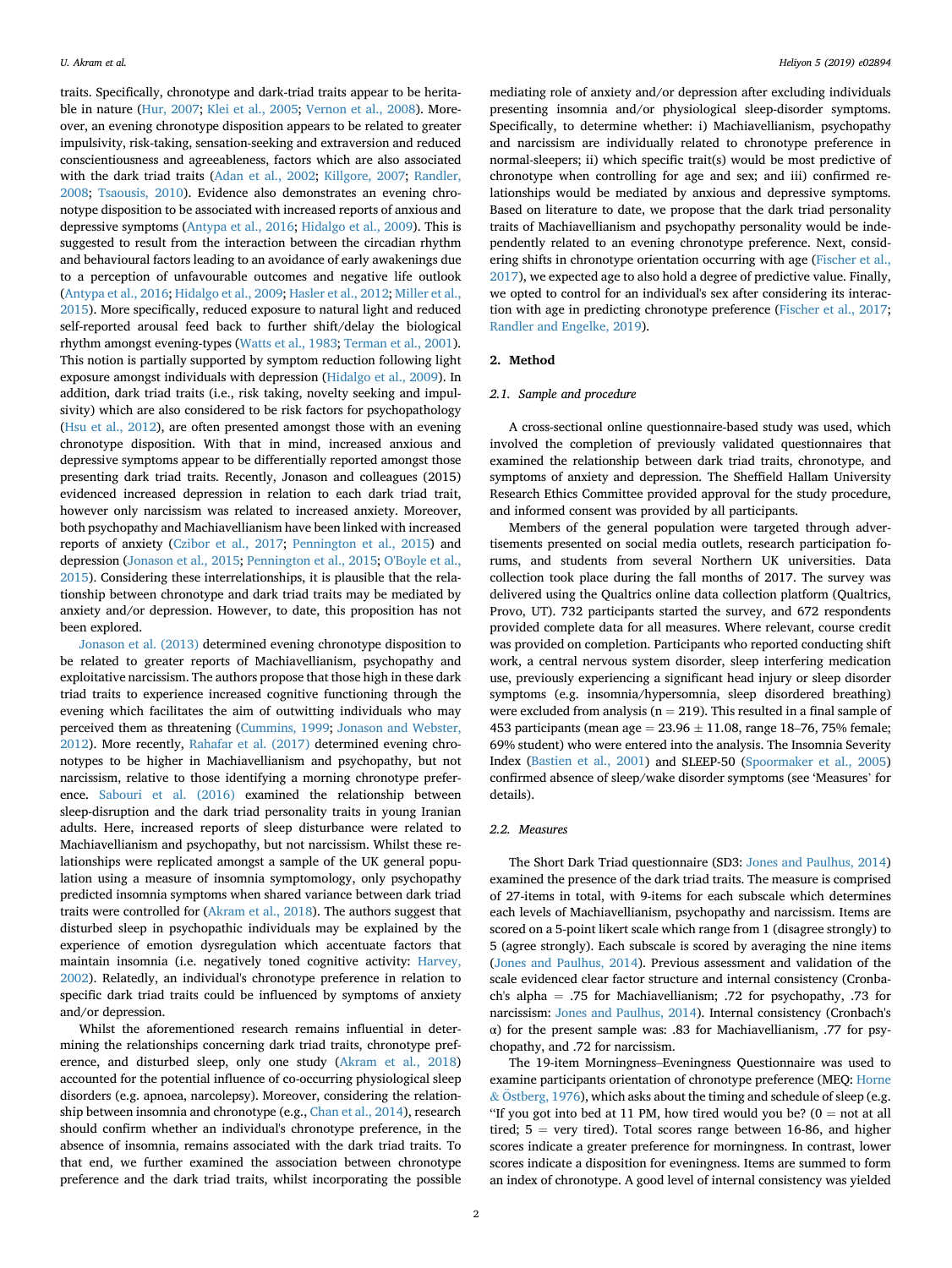traits. Specifically, chronotype and dark-triad traits appear to be heritable in nature (Hur, 2007; Klei et al., 2005; Vernon et al., 2008). Moreover, an evening chronotype disposition appears to be related to greater impulsivity, risk-taking, sensation-seeking and extraversion and reduced conscientiousness and agreeableness, factors which are also associated with the dark triad traits (Adan et al., 2002; Killgore, 2007; Randler, 2008; Tsaousis, 2010). Evidence also demonstrates an evening chronotype disposition to be associated with increased reports of anxious and depressive symptoms (Antypa et al., 2016; Hidalgo et al., 2009). This is suggested to result from the interaction between the circadian rhythm and behavioural factors leading to an avoidance of early awakenings due to a perception of unfavourable outcomes and negative life outlook (Antypa et al., 2016; Hidalgo et al., 2009; Hasler et al., 2012; Miller et al., 2015). More specifically, reduced exposure to natural light and reduced self-reported arousal feed back to further shift/delay the biological rhythm amongst evening-types (Watts et al., 1983; Terman et al., 2001). This notion is partially supported by symptom reduction following light exposure amongst individuals with depression (Hidalgo et al., 2009). In addition, dark triad traits (i.e., risk taking, novelty seeking and impulsivity) which are also considered to be risk factors for psychopathology (Hsu et al., 2012), are often presented amongst those with an evening chronotype disposition. With that in mind, increased anxious and depressive symptoms appear to be differentially reported amongst those presenting dark triad traits. Recently, Jonason and colleagues (2015) evidenced increased depression in relation to each dark triad trait, however only narcissism was related to increased anxiety. Moreover, both psychopathy and Machiavellianism have been linked with increased reports of anxiety (Czibor et al., 2017; Pennington et al., 2015) and depression (Jonason et al., 2015; Pennington et al., 2015; O'Boyle et al., 2015). Considering these interrelationships, it is plausible that the relationship between chronotype and dark triad traits may be mediated by anxiety and/or depression. However, to date, this proposition has not been explored.

Jonason et al. (2013) determined evening chronotype disposition to be related to greater reports of Machiavellianism, psychopathy and exploitative narcissism. The authors propose that those high in these dark triad traits to experience increased cognitive functioning through the evening which facilitates the aim of outwitting individuals who may perceived them as threatening (Cummins, 1999; Jonason and Webster, 2012). More recently, Rahafar et al. (2017) determined evening chronotypes to be higher in Machiavellianism and psychopathy, but not narcissism, relative to those identifying a morning chronotype preference. Sabouri et al. (2016) examined the relationship between sleep-disruption and the dark triad personality traits in young Iranian adults. Here, increased reports of sleep disturbance were related to Machiavellianism and psychopathy, but not narcissism. Whilst these relationships were replicated amongst a sample of the UK general population using a measure of insomnia symptomology, only psychopathy predicted insomnia symptoms when shared variance between dark triad traits were controlled for (Akram et al., 2018). The authors suggest that disturbed sleep in psychopathic individuals may be explained by the experience of emotion dysregulation which accentuate factors that maintain insomnia (i.e. negatively toned cognitive activity: Harvey, 2002). Relatedly, an individual's chronotype preference in relation to specific dark triad traits could be influenced by symptoms of anxiety and/or depression.

Whilst the aforementioned research remains influential in determining the relationships concerning dark triad traits, chronotype preference, and disturbed sleep, only one study (Akram et al., 2018) accounted for the potential influence of co-occurring physiological sleep disorders (e.g. apnoea, narcolepsy). Moreover, considering the relationship between insomnia and chronotype (e.g., Chan et al., 2014), research should confirm whether an individual's chronotype preference, in the absence of insomnia, remains associated with the dark triad traits. To that end, we further examined the association between chronotype preference and the dark triad traits, whilst incorporating the possible mediating role of anxiety and/or depression after excluding individuals presenting insomnia and/or physiological sleep-disorder symptoms. Specifically, to determine whether: i) Machiavellianism, psychopathy and narcissism are individually related to chronotype preference in normal-sleepers; ii) which specific trait(s) would be most predictive of chronotype when controlling for age and sex; and iii) confirmed relationships would be mediated by anxious and depressive symptoms. Based on literature to date, we propose that the dark triad personality traits of Machiavellianism and psychopathy personality would be independently related to an evening chronotype preference. Next, considering shifts in chronotype orientation occurring with age (Fischer et al., 2017), we expected age to also hold a degree of predictive value. Finally, we opted to control for an individual's sex after considering its interaction with age in predicting chronotype preference (Fischer et al., 2017; Randler and Engelke, 2019).

## 2. Method

### 2.1. Sample and procedure

A cross-sectional online questionnaire-based study was used, which involved the completion of previously validated questionnaires that examined the relationship between dark triad traits, chronotype, and symptoms of anxiety and depression. The Sheffield Hallam University Research Ethics Committee provided approval for the study procedure, and informed consent was provided by all participants.

Members of the general population were targeted through advertisements presented on social media outlets, research participation forums, and students from several Northern UK universities. Data collection took place during the fall months of 2017. The survey was delivered using the Qualtrics online data collection platform (Qualtrics, Provo, UT). 732 participants started the survey, and 672 respondents provided complete data for all measures. Where relevant, course credit was provided on completion. Participants who reported conducting shift work, a central nervous system disorder, sleep interfering medication use, previously experiencing a significant head injury or sleep disorder symptoms (e.g. insomnia/hypersomnia, sleep disordered breathing) were excluded from analysis ($n = 219$). This resulted in a final sample of 453 participants (mean age = $23.96 \pm 11.08$, range 18–76, 75% female; 69% student) who were entered into the analysis. The Insomnia Severity Index (Bastien et al., 2001) and SLEEP-50 (Spoormaker et al., 2005) confirmed absence of sleep/wake disorder symptoms (see 'Measures' for details).

### 2.2. Measures

The Short Dark Triad questionnaire (SD3: Jones and Paulhus, 2014) examined the presence of the dark triad traits. The measure is comprised of 27-items in total, with 9-items for each subscale which determines each levels of Machiavellianism, psychopathy and narcissism. Items are scored on a 5-point likert scale which range from 1 (disagree strongly) to 5 (agree strongly). Each subscale is scored by averaging the nine items (Jones and Paulhus, 2014). Previous assessment and validation of the scale evidenced clear factor structure and internal consistency (Cronbach's alpha = .75 for Machiavellianism; .72 for psychopathy, .73 for narcissism: Jones and Paulhus, 2014). Internal consistency (Cronbach's α) for the present sample was: .83 for Machiavellianism, .77 for psychopathy, and .72 for narcissism.

The 19-item Morningness–Eveningness Questionnaire was used to examine participants orientation of chronotype preference (MEQ: Horne & Östberg, 1976), which asks about the timing and schedule of sleep (e.g. "If you got into bed at 11 PM, how tired would you be? (0 = not at all tired; 5 = very tired). Total scores range between 16-86, and higher scores indicate a greater preference for morningness. In contrast, lower scores indicate a disposition for eveningness. Items are summed to form an index of chronotype. A good level of internal consistency was yielded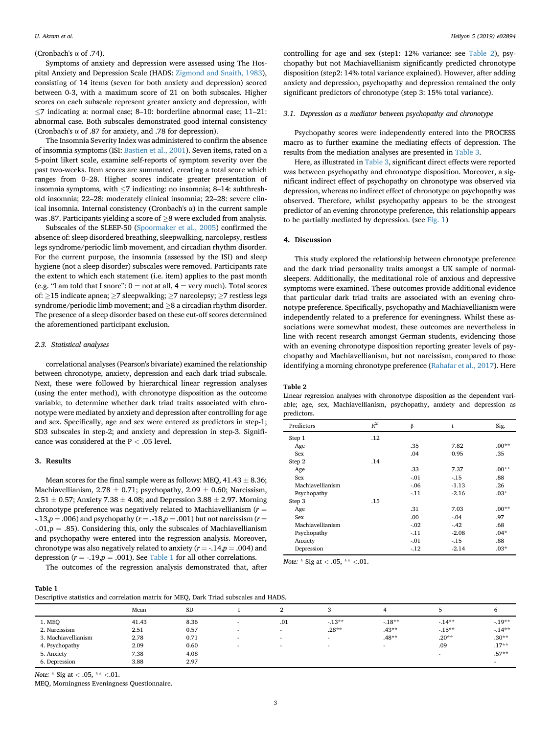(Cronbach's α of .74).

Symptoms of anxiety and depression were assessed using The Hospital Anxiety and Depression Scale (HADS: Zigmond and Snaith, 1983), consisting of 14 items (seven for both anxiety and depression) scored between 0-3, with a maximum score of 21 on both subscales. Higher scores on each subscale represent greater anxiety and depression, with ≤7 indicating a: normal case; 8–10: borderline abnormal case; 11–21: abnormal case. Both subscales demonstrated good internal consistency (Cronbach's α of .87 for anxiety, and .78 for depression).

The Insomnia Severity Index was administered to confirm the absence of insomnia symptoms (ISI: Bastien et al., 2001). Seven items, rated on a 5-point likert scale, examine self-reports of symptom severity over the past two-weeks. Item scores are summated, creating a total score which ranges from 0–28. Higher scores indicate greater presentation of insomnia symptoms, with ≤7 indicating: no insomnia; 8–14: subthreshold insomnia; 22–28: moderately clinical insomnia; 22–28: severe clinical insomnia. Internal consistency (Cronbach's α) in the current sample was .87. Participants yielding a score of ≥8 were excluded from analysis.

Subscales of the SLEEP-50 (Spoormaker et al., 2005) confirmed the absence of: sleep disordered breathing, sleepwalking, narcolepsy, restless legs syndrome/periodic limb movement, and circadian rhythm disorder. For the current purpose, the insomnia (assessed by the ISI) and sleep hygiene (not a sleep disorder) subscales were removed. Participants rate the extent to which each statement (i.e. item) applies to the past month (e.g. "I am told that I snore": 0 = not at all, 4 = very much). Total scores of: ≥15 indicate apnea; ≥7 sleepwalking; ≥7 narcolepsy; ≥7 restless legs syndrome/periodic limb movement; and ≥8 a circadian rhythm disorder. The presence of a sleep disorder based on these cut-off scores determined the aforementioned participant exclusion.

### 2.3. Statistical analyses

correlational analyses (Pearson's bivariate) examined the relationship between chronotype, anxiety, depression and each dark triad subscale. Next, these were followed by hierarchical linear regression analyses (using the enter method), with chronotype disposition as the outcome variable, to determine whether dark triad traits associated with chronotype were mediated by anxiety and depression after controlling for age and sex. Specifically, age and sex were entered as predictors in step-1; SD3 subscales in step-2; and anxiety and depression in step-3. Significance was considered at the $P < .05$ level.

## 3. Results

Mean scores for the final sample were as follows: MEQ, 41.43 ± 8.36; Machiavellianism, 2.78 ± 0.71; psychopathy, 2.09 ± 0.60; Narcissism, 2.51 ± 0.57; Anxiety 7.38 ± 4.08; and Depression 3.88 ± 2.97. Morning chronotype preference was negatively related to Machiavellianism ($r = -.13, p = .006$) and psychopathy ($r = -.18, p = .001$) but not narcissism ($r = -.01, p = .85$). Considering this, only the subscales of Machiavellianism and psychopathy were entered into the regression analysis. Moreover, chronotype was also negatively related to anxiety ($r = -.14, p = .004$) and depression ($r = -.19, p = .001$). See Table 1 for all other correlations.

The outcomes of the regression analysis demonstrated that, after controlling for age and sex (step1: 12% variance: see Table 2), psychopathy but not Machiavellianism significantly predicted chronotype disposition (step2: 14% total variance explained). However, after adding anxiety and depression, psychopathy and depression remained the only significant predictors of chronotype (step 3: 15% total variance).

### 3.1. Depression as a mediator between psychopathy and chronotype

Psychopathy scores were independently entered into the PROCESS macro as to further examine the mediating effects of depression. The results from the mediation analyses are presented in Table 3.

Here, as illustrated in Table 3, significant direct effects were reported was between psychopathy and chronotype disposition. Moreover, a significant indirect effect of psychopathy on chronotype was observed via depression, whereas no indirect effect of chronotype on psychopathy was observed. Therefore, whilst psychopathy appears to be the strongest predictor of an evening chronotype preference, this relationship appears to be partially mediated by depression. (see Fig. 1)

## 4. Discussion

This study explored the relationship between chronotype preference and the dark triad personality traits amongst a UK sample of normal-sleepers. Additionally, the meditational role of anxious and depressive symptoms were examined. These outcomes provide additional evidence that particular dark triad traits are associated with an evening chronotype preference. Specifically, psychopathy and Machiavellianism were independently related to a preference for eveningness. Whilst these associations were somewhat modest, these outcomes are nevertheless in line with recent research amongst German students, evidencing those with an evening chronotype disposition reporting greater levels of psychopathy and Machiavellianism, but not narcissism, compared to those identifying a morning chronotype preference (Rahafar et al., 2017). Here

**Table 2**
Linear regression analyses with chronotype disposition as the dependent variable; age, sex, Machiavellianism, psychopathy, anxiety and depression as predictors.

| Predictors | $R^2$ | β | *t* | Sig. |
|---|---|---|---|---|
| Step 1 | .12 | | | |
| Age | | .35 | 7.82 | .00** |
| Sex | | .04 | 0.95 | .35 |
| Step 2 | .14 | | | |
| Age | | .33 | 7.37 | .00** |
| Sex | | -.01 | -.15 | .88 |
| Machiavellianism | | -.06 | -1.13 | .26 |
| Psychopathy | | -.11 | -2.16 | .03* |
| Step 3 | .15 | | | |
| Age | | .31 | 7.03 | .00** |
| Sex | | .00 | -.04 | .97 |
| Machiavellianism | | -.02 | -.42 | .68 |
| Psychopathy | | -.11 | -2.08 | .04* |
| Anxiety | | -.01 | -.15 | .88 |
| Depression | | -.12 | -2.14 | .03* |

*Note:* * Sig at < .05, ** <.01.

**Table 1**
Descriptive statistics and correlation matrix for MEQ, Dark Triad subscales and HADS.

| | Mean | SD | 1 | 2 | 3 | 4 | 5 | 6 |
|---|---|---|---|---|---|---|---|---|
| 1. MEQ | 41.43 | 8.36 | - | .01 | -.13** | -.18** | -.14** | -.19** |
| 2. Narcissism | 2.51 | 0.57 | - | - | .28** | .43** | -.15** | -.14** |
| 3. Machiavellianism | 2.78 | 0.71 | - | - | - | .48** | .20** | .30** |
| 4. Psychopathy | 2.09 | 0.60 | - | - | - | - | .09 | .17** |
| 5. Anxiety | 7.38 | 4.08 | | | | | - | .57** |
| 6. Depression | 3.88 | 2.97 | | | | | | - |

*Note:* * Sig at < .05, ** <.01.
MEQ, Morningness Eveningness Questionnaire.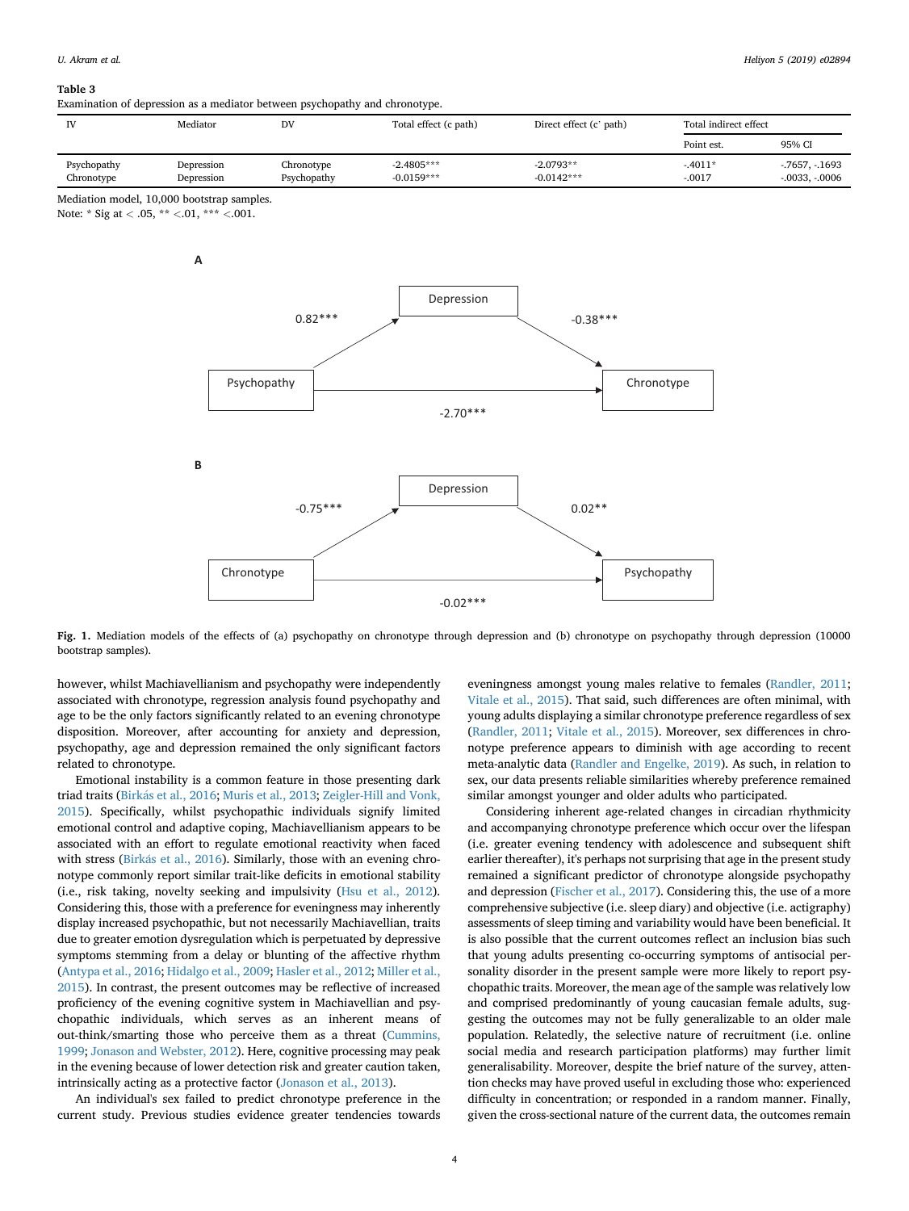**Table 3**
Examination of depression as a mediator between psychopathy and chronotype.

| IV | Mediator | DV | Total effect (c path) | Direct effect (c' path) | Total indirect effect | |
|---|---|---|---|---|---|---|
| | | | | | Point est. | 95% CI |
| Psychopathy | Depression | Chronotype | -2.4805*** | -2.0793** | -.4011* | -.7657, -.1693 |
| Chronotype | Depression | Psychopathy | -0.0159*** | -0.0142*** | -.0017 | -.0033, -.0006 |

Mediation model, 10,000 bootstrap samples.
Note: * Sig at < .05, ** <.01, *** <.001.

**Fig. 1.** Mediation models of the effects of (a) psychopathy on chronotype through depression and (b) chronotype on psychopathy through depression (10000 bootstrap samples).

however, whilst Machiavellianism and psychopathy were independently associated with chronotype, regression analysis found psychopathy and age to be the only factors significantly related to an evening chronotype disposition. Moreover, after accounting for anxiety and depression, psychopathy, age and depression remained the only significant factors related to chronotype.

Emotional instability is a common feature in those presenting dark triad traits (Birkás et al., 2016; Muris et al., 2013; Zeigler-Hill and Vonk, 2015). Specifically, whilst psychopathic individuals signify limited emotional control and adaptive coping, Machiavellianism appears to be associated with an effort to regulate emotional reactivity when faced with stress (Birkás et al., 2016). Similarly, those with an evening chronotype commonly report similar trait-like deficits in emotional stability (i.e., risk taking, novelty seeking and impulsivity (Hsu et al., 2012). Considering this, those with a preference for eveningness may inherently display increased psychopathic, but not necessarily Machiavellian, traits due to greater emotion dysregulation which is perpetuated by depressive symptoms stemming from a delay or blunting of the affective rhythm (Antypa et al., 2016; Hidalgo et al., 2009; Hasler et al., 2012; Miller et al., 2015). In contrast, the present outcomes may be reflective of increased proficiency of the evening cognitive system in Machiavellian and psychopathic individuals, which serves as an inherent means of out-think/smarting those who perceive them as a threat (Cummins, 1999; Jonason and Webster, 2012). Here, cognitive processing may peak in the evening because of lower detection risk and greater caution taken, intrinsically acting as a protective factor (Jonason et al., 2013).

An individual's sex failed to predict chronotype preference in the current study. Previous studies evidence greater tendencies towards eveningness amongst young males relative to females (Randler, 2011; Vitale et al., 2015). That said, such differences are often minimal, with young adults displaying a similar chronotype preference regardless of sex (Randler, 2011; Vitale et al., 2015). Moreover, sex differences in chronotype preference appears to diminish with age according to recent meta-analytic data (Randler and Engelke, 2019). As such, in relation to sex, our data presents reliable similarities whereby preference remained similar amongst younger and older adults who participated.

Considering inherent age-related changes in circadian rhythmicity and accompanying chronotype preference which occur over the lifespan (i.e. greater evening tendency with adolescence and subsequent shift earlier thereafter), it's perhaps not surprising that age in the present study remained a significant predictor of chronotype alongside psychopathy and depression (Fischer et al., 2017). Considering this, the use of a more comprehensive subjective (i.e. sleep diary) and objective (i.e. actigraphy) assessments of sleep timing and variability would have been beneficial. It is also possible that the current outcomes reflect an inclusion bias such that young adults presenting co-occurring symptoms of antisocial personality disorder in the present sample were more likely to report psychopathic traits. Moreover, the mean age of the sample was relatively low and comprised predominantly of young caucasian female adults, suggesting the outcomes may not be fully generalizable to an older male population. Relatedly, the selective nature of recruitment (i.e. online social media and research participation platforms) may further limit generalisability. Moreover, despite the brief nature of the survey, attention checks may have proved useful in excluding those who: experienced difficulty in concentration; or responded in a random manner. Finally, given the cross-sectional nature of the current data, the outcomes remain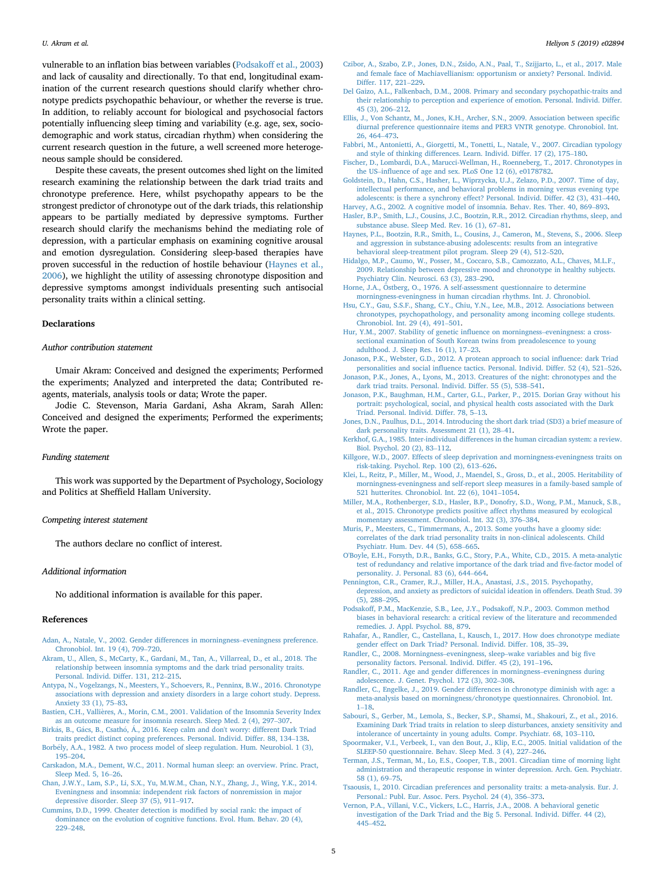vulnerable to an inflation bias between variables (Podsakoff et al., 2003) and lack of causality and directionally. To that end, longitudinal examination of the current research questions should clarify whether chronotype predicts psychopathic behaviour, or whether the reverse is true. In addition, to reliably account for biological and psychosocial factors potentially influencing sleep timing and variability (e.g. age, sex, sociodemographic and work status, circadian rhythm) when considering the current research question in the future, a well screened more heterogeneous sample should be considered.

Despite these caveats, the present outcomes shed light on the limited research examining the relationship between the dark triad traits and chronotype preference. Here, whilst psychopathy appears to be the strongest predictor of chronotype out of the dark triads, this relationship appears to be partially mediated by depressive symptoms. Further research should clarify the mechanisms behind the mediating role of depression, with a particular emphasis on examining cognitive arousal and emotion dysregulation. Considering sleep-based therapies have proven successful in the reduction of hostile behaviour (Haynes et al., 2006), we highlight the utility of assessing chronotype disposition and depressive symptoms amongst individuals presenting such antisocial personality traits within a clinical setting.

## Declarations

### Author contribution statement

Umair Akram: Conceived and designed the experiments; Performed the experiments; Analyzed and interpreted the data; Contributed reagents, materials, analysis tools or data; Wrote the paper.

Jodie C. Stevenson, Maria Gardani, Asha Akram, Sarah Allen: Conceived and designed the experiments; Performed the experiments; Wrote the paper.

### Funding statement

This work was supported by the Department of Psychology, Sociology and Politics at Sheffield Hallam University.

### Competing interest statement

The authors declare no conflict of interest.

### Additional information

No additional information is available for this paper.

## References

Adan, A., Natale, V., 2002. Gender differences in morningness–eveningness preference. Chronobiol. Int. 19 (4), 709–720.

Akram, U., Allen, S., McCarty, K., Gardani, M., Tan, A., Villarreal, D., et al., 2018. The relationship between insomnia symptoms and the dark triad personality traits. Personal. Individ. Differ. 131, 212–215.

Antypa, N., Vogelzangs, N., Meesters, Y., Schoevers, R., Penninx, B.W., 2016. Chronotype associations with depression and anxiety disorders in a large cohort study. Depress. Anxiety 33 (1), 75–83.

Bastien, C.H., Vallières, A., Morin, C.M., 2001. Validation of the Insomnia Severity Index as an outcome measure for insomnia research. Sleep Med. 2 (4), 297–307.

Birkás, B., Gács, B., Csathó, Á., 2016. Keep calm and don't worry: different Dark Triad traits predict distinct coping preferences. Personal. Individ. Differ. 88, 134–138.

Borbély, A.A., 1982. A two process model of sleep regulation. Hum. Neurobiol. 1 (3), 195–204.

Carskadon, M.A., Dement, W.C., 2011. Normal human sleep: an overview. Princ. Pract, Sleep Med. 5, 16–26.

Chan, J.W.Y., Lam, S.P., Li, S.X., Yu, M.W.M., Chan, N.Y., Zhang, J., Wing, Y.K., 2014. Eveningness and insomnia: independent risk factors of nonremission in major depressive disorder. Sleep 37 (5), 911–917.

Cummins, D.D., 1999. Cheater detection is modified by social rank: the impact of dominance on the evolution of cognitive functions. Evol. Hum. Behav. 20 (4), 229–248.

Czibor, A., Szabo, Z.P., Jones, D.N., Zsido, A.N., Paal, T., Szijjarto, L., et al., 2017. Male and female face of Machiavellianism: opportunism or anxiety? Personal. Individ. Differ. 117, 221–229.

Del Gaizo, A.L., Falkenbach, D.M., 2008. Primary and secondary psychopathic-traits and their relationship to perception and experience of emotion. Personal. Individ. Differ. 45 (3), 206–212.

Ellis, J., Von Schantz, M., Jones, K.H., Archer, S.N., 2009. Association between specific diurnal preference questionnaire items and PER3 VNTR genotype. Chronobiol. Int. 26, 464–473.

Fabbri, M., Antonietti, A., Giorgetti, M., Tonetti, L., Natale, V., 2007. Circadian typology and style of thinking differences. Learn. Individ. Differ. 17 (2), 175–180.

Fischer, D., Lombardi, D.A., Marucci-Wellman, H., Roenneberg, T., 2017. Chronotypes in the US–influence of age and sex. PLoS One 12 (6), e0178782.

Goldstein, D., Hahn, C.S., Hasher, L., Wiprzycka, U.J., Zelazo, P.D., 2007. Time of day, intellectual performance, and behavioral problems in morning versus evening type adolescents: is there a synchrony effect? Personal. Individ. Differ. 42 (3), 431–440.

Harvey, A.G., 2002. A cognitive model of insomnia. Behav. Res. Ther. 40, 869–893.

Hasler, B.P., Smith, L.J., Cousins, J.C., Bootzin, R.R., 2012. Circadian rhythms, sleep, and substance abuse. Sleep Med. Rev. 16 (1), 67–81.

Haynes, P.L., Bootzin, R.R., Smith, L., Cousins, J., Cameron, M., Stevens, S., 2006. Sleep and aggression in substance-abusing adolescents: results from an integrative behavioral sleep-treatment pilot program. Sleep 29 (4), 512–520.

Hidalgo, M.P., Caumo, W., Posser, M., Coccaro, S.B., Camozzato, A.L., Chaves, M.L.F., 2009. Relationship between depressive mood and chronotype in healthy subjects. Psychiatry Clin. Neurosci. 63 (3), 283–290.

Horne, J.A., Östberg, O., 1976. A self-assessment questionnaire to determine morningness-eveningness in human circadian rhythms. Int. J. Chronobiol.

Hsu, C.Y., Gau, S.S.F., Shang, C.Y., Chiu, Y.N., Lee, M.B., 2012. Associations between chronotypes, psychopathology, and personality among incoming college students. Chronobiol. Int. 29 (4), 491–501.

Hur, Y.M., 2007. Stability of genetic influence on morningness–eveningness: a cross-sectional examination of South Korean twins from preadolescence to young adulthood. J. Sleep Res. 16 (1), 17–23.

Jonason, P.K., Webster, G.D., 2012. A protean approach to social influence: dark Triad personalities and social influence tactics. Personal. Individ. Differ. 52 (4), 521–526.

Jonason, P.K., Jones, A., Lyons, M., 2013. Creatures of the night: chronotypes and the dark triad traits. Personal. Individ. Differ. 55 (5), 538–541.

Jonason, P.K., Baughman, H.M., Carter, G.L., Parker, P., 2015. Dorian Gray without his portrait: psychological, social, and physical health costs associated with the Dark Triad. Personal. Individ. Differ. 78, 5–13.

Jones, D.N., Paulhus, D.L., 2014. Introducing the short dark triad (SD3) a brief measure of dark personality traits. Assessment 21 (1), 28–41.

Kerkhof, G.A., 1985. Inter-individual differences in the human circadian system: a review. Biol. Psychol. 20 (2), 83–112.

Killgore, W.D., 2007. Effects of sleep deprivation and morningness-eveningness traits on risk-taking. Psychol. Rep. 100 (2), 613–626.

Klei, L., Reitz, P., Miller, M., Wood, J., Maendel, S., Gross, D., et al., 2005. Heritability of morningness-eveningness and self-report sleep measures in a family-based sample of 521 hutterites. Chronobiol. Int. 22 (6), 1041–1054.

Miller, M.A., Rothenberger, S.D., Hasler, B.P., Donofry, S.D., Wong, P.M., Manuck, S.B., et al., 2015. Chronotype predicts positive affect rhythms measured by ecological momentary assessment. Chronobiol. Int. 32 (3), 376–384.

Muris, P., Meesters, C., Timmermans, A., 2013. Some youths have a gloomy side: correlates of the dark triad personality traits in non-clinical adolescents. Child Psychiatr. Hum. Dev. 44 (5), 658–665.

O'Boyle, E.H., Forsyth, D.R., Banks, G.C., Story, P.A., White, C.D., 2015. A meta-analytic test of redundancy and relative importance of the dark triad and five-factor model of personality. J. Personal. 83 (6), 644–664.

Pennington, C.R., Cramer, R.J., Miller, H.A., Anastasi, J.S., 2015. Psychopathy, depression, and anxiety as predictors of suicidal ideation in offenders. Death Stud. 39 (5), 288–295.

Podsakoff, P.M., MacKenzie, S.B., Lee, J.Y., Podsakoff, N.P., 2003. Common method biases in behavioral research: a critical review of the literature and recommended remedies. J. Appl. Psychol. 88, 879.

Rahafar, A., Randler, C., Castellana, I., Kausch, I., 2017. How does chronotype mediate gender effect on Dark Triad? Personal. Individ. Differ. 108, 35–39.

Randler, C., 2008. Morningness–eveningness, sleep–wake variables and big five personality factors. Personal. Individ. Differ. 45 (2), 191–196.

Randler, C., 2011. Age and gender differences in morningness–eveningness during adolescence. J. Genet. Psychol. 172 (3), 302–308.

Randler, C., Engelke, J., 2019. Gender differences in chronotype diminish with age: a meta-analysis based on morningness/chronotype questionnaires. Chronobiol. Int. 1–18.

Sabouri, S., Gerber, M., Lemola, S., Becker, S.P., Shamsi, M., Shakouri, Z., et al., 2016. Examining Dark Triad traits in relation to sleep disturbances, anxiety sensitivity and intolerance of uncertainty in young adults. Compr. Psychiatr. 68, 103–110.

Spoormaker, V.I., Verbeek, I., van den Bout, J., Klip, E.C., 2005. Initial validation of the SLEEP-50 questionnaire. Behav. Sleep Med. 3 (4), 227–246.

Terman, J.S., Terman, M., Lo, E.S., Cooper, T.B., 2001. Circadian time of morning light administration and therapeutic response in winter depression. Arch. Gen. Psychiatr. 58 (1), 69–75.

Tsaousis, I., 2010. Circadian preferences and personality traits: a meta-analysis. Eur. J. Personal.: Publ. Eur. Assoc. Pers. Psychol. 24 (4), 356–373.

Vernon, P.A., Villani, V.C., Vickers, L.C., Harris, J.A., 2008. A behavioral genetic investigation of the Dark Triad and the Big 5. Personal. Individ. Differ. 44 (2), 445–452.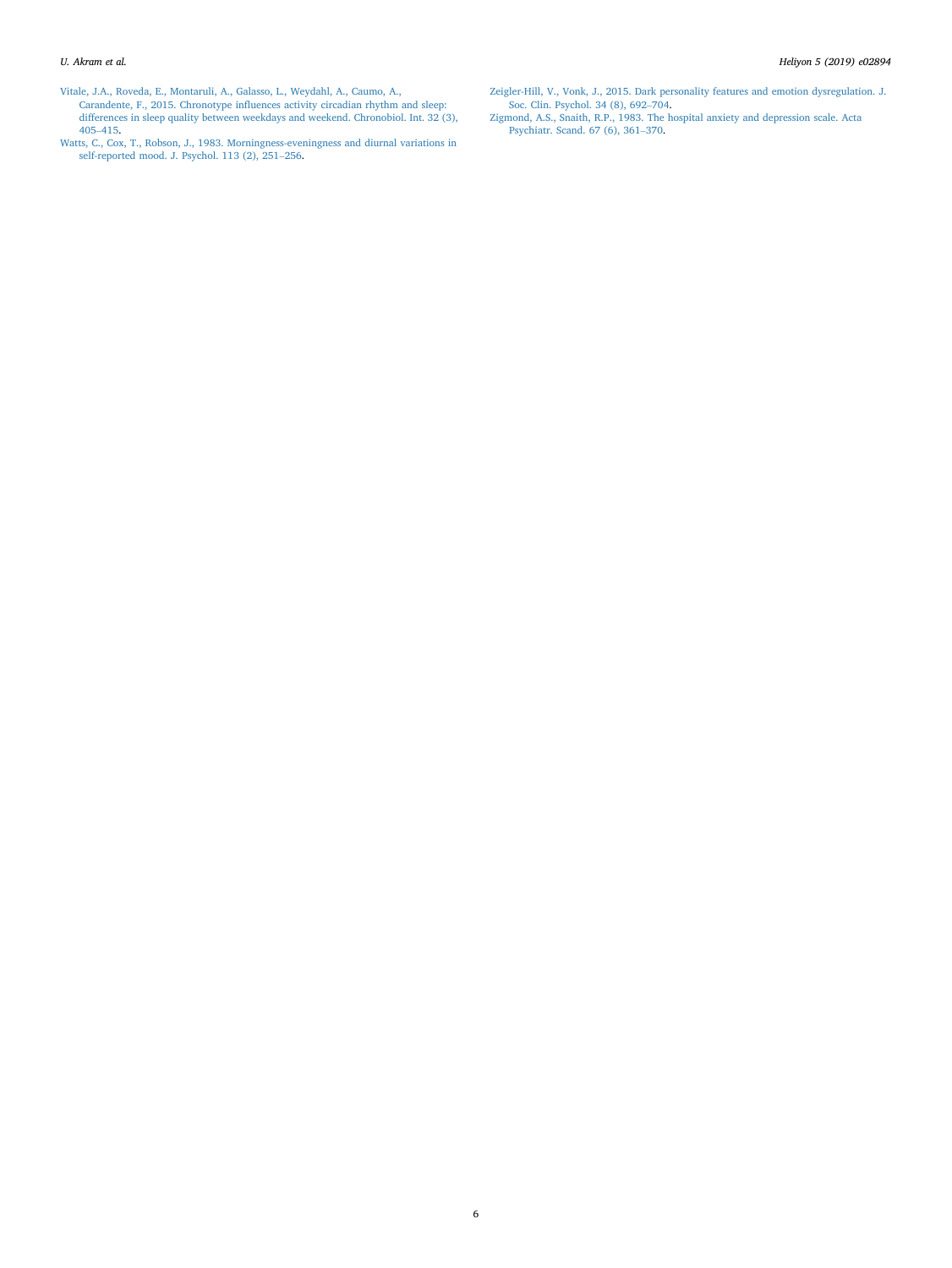Vitale, J.A., Roveda, E., Montaruli, A., Galasso, L., Weydahl, A., Caumo, A., Carandente, F., 2015. Chronotype influences activity circadian rhythm and sleep: differences in sleep quality between weekdays and weekend. Chronobiol. Int. 32 (3), 405–415.

Watts, C., Cox, T., Robson, J., 1983. Morningness-eveningness and diurnal variations in self-reported mood. J. Psychol. 113 (2), 251–256.

Zeigler-Hill, V., Vonk, J., 2015. Dark personality features and emotion dysregulation. J. Soc. Clin. Psychol. 34 (8), 692–704.

Zigmond, A.S., Snaith, R.P., 1983. The hospital anxiety and depression scale. Acta Psychiatr. Scand. 67 (6), 361–370.